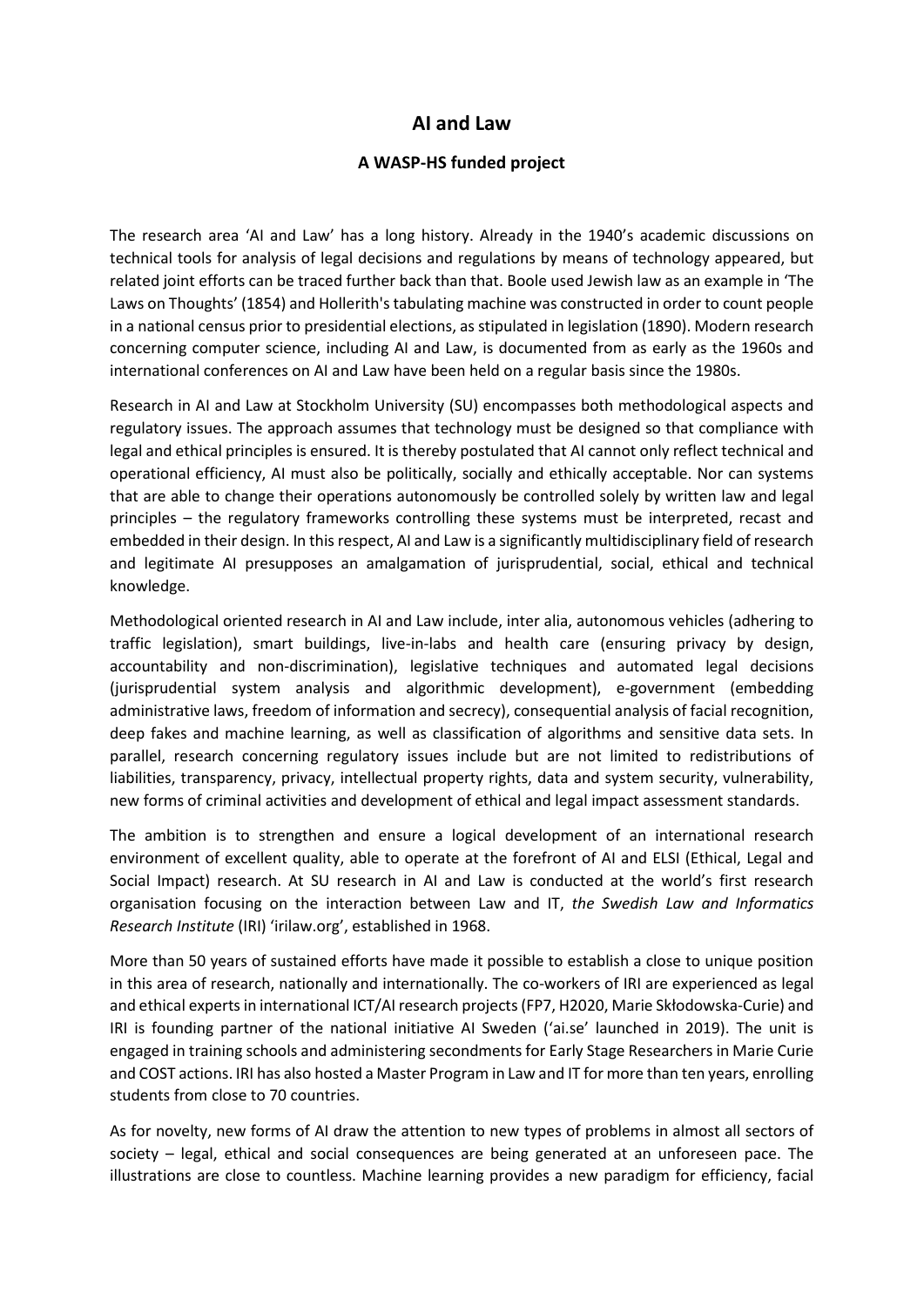# AI and Law

### A WASP-HS funded project

The research area 'AI and Law' has a long history. Already in the 1940's academic discussions on technical tools for analysis of legal decisions and regulations by means of technology appeared, but related joint efforts can be traced further back than that. Boole used Jewish law as an example in 'The Laws on Thoughts' (1854) and Hollerith's tabulating machine was constructed in order to count people in a national census prior to presidential elections, as stipulated in legislation (1890). Modern research concerning computer science, including AI and Law, is documented from as early as the 1960s and international conferences on AI and Law have been held on a regular basis since the 1980s.

Research in AI and Law at Stockholm University (SU) encompasses both methodological aspects and regulatory issues. The approach assumes that technology must be designed so that compliance with legal and ethical principles is ensured. It is thereby postulated that AI cannot only reflect technical and operational efficiency, AI must also be politically, socially and ethically acceptable. Nor can systems that are able to change their operations autonomously be controlled solely by written law and legal principles – the regulatory frameworks controlling these systems must be interpreted, recast and embedded in their design. In this respect, AI and Law is a significantly multidisciplinary field of research and legitimate AI presupposes an amalgamation of jurisprudential, social, ethical and technical knowledge.

Methodological oriented research in AI and Law include, inter alia, autonomous vehicles (adhering to traffic legislation), smart buildings, live-in-labs and health care (ensuring privacy by design, accountability and non-discrimination), legislative techniques and automated legal decisions (jurisprudential system analysis and algorithmic development), e-government (embedding administrative laws, freedom of information and secrecy), consequential analysis of facial recognition, deep fakes and machine learning, as well as classification of algorithms and sensitive data sets. In parallel, research concerning regulatory issues include but are not limited to redistributions of liabilities, transparency, privacy, intellectual property rights, data and system security, vulnerability, new forms of criminal activities and development of ethical and legal impact assessment standards.

The ambition is to strengthen and ensure a logical development of an international research environment of excellent quality, able to operate at the forefront of AI and ELSI (Ethical, Legal and Social Impact) research. At SU research in AI and Law is conducted at the world's first research organisation focusing on the interaction between Law and IT, *the Swedish Law and Informatics Research Institute* (IRI) 'irilaw.org', established in 1968.

More than 50 years of sustained efforts have made it possible to establish a close to unique position in this area of research, nationally and internationally. The co-workers of IRI are experienced as legal and ethical experts in international ICT/AI research projects (FP7, H2020, Marie Skłodowska-Curie) and IRI is founding partner of the national initiative AI Sweden ('ai.se' launched in 2019). The unit is engaged in training schools and administering secondments for Early Stage Researchers in Marie Curie and COST actions. IRI has also hosted a Master Program in Law and IT for more than ten years, enrolling students from close to 70 countries.

As for novelty, new forms of AI draw the attention to new types of problems in almost all sectors of society – legal, ethical and social consequences are being generated at an unforeseen pace. The illustrations are close to countless. Machine learning provides a new paradigm for efficiency, facial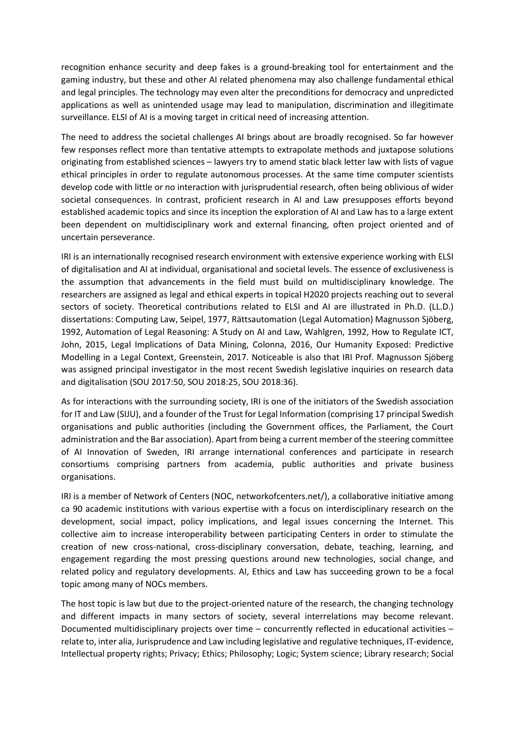recognition enhance security and deep fakes is a ground-breaking tool for entertainment and the gaming industry, but these and other AI related phenomena may also challenge fundamental ethical and legal principles. The technology may even alter the preconditions for democracy and unpredicted applications as well as unintended usage may lead to manipulation, discrimination and illegitimate surveillance. ELSI of AI is a moving target in critical need of increasing attention.

The need to address the societal challenges AI brings about are broadly recognised. So far however few responses reflect more than tentative attempts to extrapolate methods and juxtapose solutions originating from established sciences – lawyers try to amend static black letter law with lists of vague ethical principles in order to regulate autonomous processes. At the same time computer scientists develop code with little or no interaction with jurisprudential research, often being oblivious of wider societal consequences. In contrast, proficient research in AI and Law presupposes efforts beyond established academic topics and since its inception the exploration of AI and Law has to a large extent been dependent on multidisciplinary work and external financing, often project oriented and of uncertain perseverance.

IRI is an internationally recognised research environment with extensive experience working with ELSI of digitalisation and AI at individual, organisational and societal levels. The essence of exclusiveness is the assumption that advancements in the field must build on multidisciplinary knowledge. The researchers are assigned as legal and ethical experts in topical H2020 projects reaching out to several sectors of society. Theoretical contributions related to ELSI and AI are illustrated in Ph.D. (LL.D.) dissertations: Computing Law, Seipel, 1977, Rättsautomation (Legal Automation) Magnusson Sjöberg, 1992, Automation of Legal Reasoning: A Study on AI and Law, Wahlgren, 1992, How to Regulate ICT, John, 2015, Legal Implications of Data Mining, Colonna, 2016, Our Humanity Exposed: Predictive Modelling in a Legal Context, Greenstein, 2017. Noticeable is also that IRI Prof. Magnusson Sjöberg was assigned principal investigator in the most recent Swedish legislative inquiries on research data and digitalisation (SOU 2017:50, SOU 2018:25, SOU 2018:36).

As for interactions with the surrounding society, IRI is one of the initiators of the Swedish association for IT and Law (SIJU), and a founder of the Trust for Legal Information (comprising 17 principal Swedish organisations and public authorities (including the Government offices, the Parliament, the Court administration and the Bar association). Apart from being a current member of the steering committee of AI Innovation of Sweden, IRI arrange international conferences and participate in research consortiums comprising partners from academia, public authorities and private business organisations.

IRI is a member of Network of Centers (NOC, networkofcenters.net/), a collaborative initiative among ca 90 academic institutions with various expertise with a focus on interdisciplinary research on the development, social impact, policy implications, and legal issues concerning the Internet. This collective aim to increase interoperability between participating Centers in order to stimulate the creation of new cross-national, cross-disciplinary conversation, debate, teaching, learning, and engagement regarding the most pressing questions around new technologies, social change, and related policy and regulatory developments. AI, Ethics and Law has succeeding grown to be a focal topic among many of NOCs members.

The host topic is law but due to the project-oriented nature of the research, the changing technology and different impacts in many sectors of society, several interrelations may become relevant. Documented multidisciplinary projects over time – concurrently reflected in educational activities – relate to, inter alia, Jurisprudence and Law including legislative and regulative techniques, IT-evidence, Intellectual property rights; Privacy; Ethics; Philosophy; Logic; System science; Library research; Social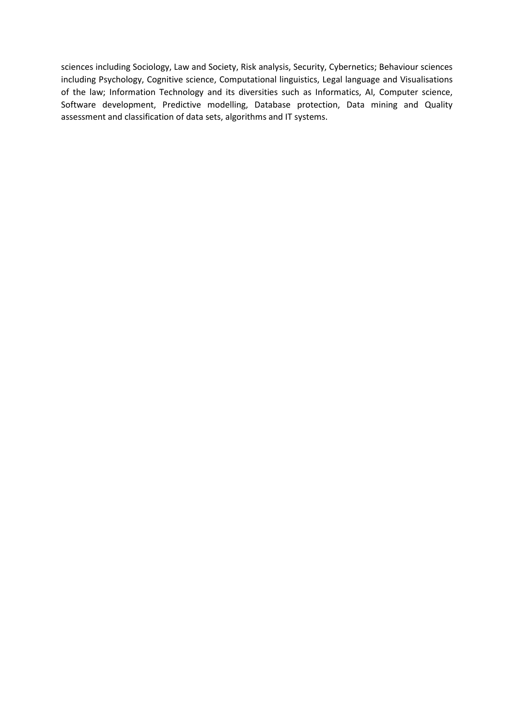sciences including Sociology, Law and Society, Risk analysis, Security, Cybernetics; Behaviour sciences including Psychology, Cognitive science, Computational linguistics, Legal language and Visualisations of the law; Information Technology and its diversities such as Informatics, AI, Computer science, Software development, Predictive modelling, Database protection, Data mining and Quality assessment and classification of data sets, algorithms and IT systems.